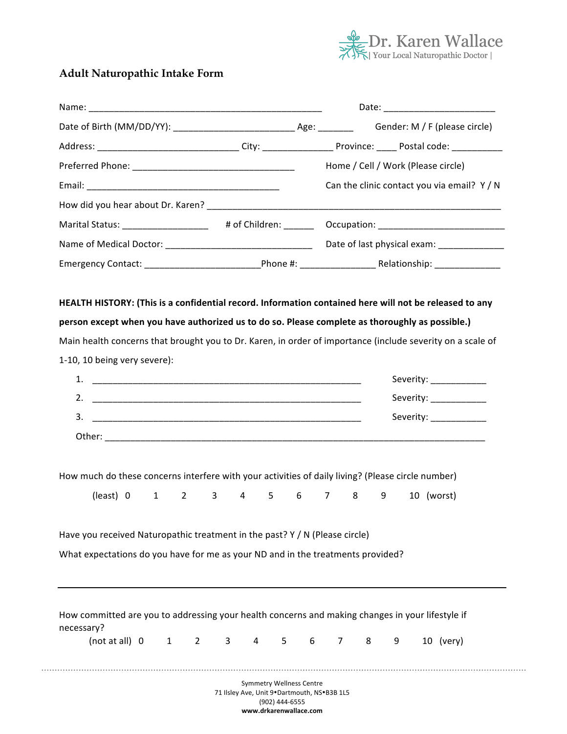Dr. Karen Wallace
| Your Local Naturopathic Doctor |

# Adult Naturopathic Intake Form

Name: _______________________________________________ Date: ______________________

Date of Birth (MM/DD/YY): _______________________ Age: _______ Gender: M / F (please circle)

Address: ____________________________ City: ______________ Province: ____ Postal code: __________

Preferred Phone: ________________________________ Home / Cell / Work (Please circle)

Email: ______________________________________ Can the clinic contact you via email? Y / N

How did you hear about Dr. Karen? __________________________________________________________

Marital Status: ________________ # of Children: ______ Occupation: _________________________

Name of Medical Doctor: ______________________________ Date of last physical exam: _____________

Emergency Contact: _______________________Phone #: _______________ Relationship: _____________

**HEALTH HISTORY: (This is a confidential record. Information contained here will not be released to any person except when you have authorized us to do so. Please complete as thoroughly as possible.)**

Main health concerns that brought you to Dr. Karen, in order of importance (include severity on a scale of 1-10, 10 being very severe):

1. _____________________________________________________ Severity: ___________
2. _____________________________________________________ Severity: ___________
3. _____________________________________________________ Severity: ___________

Other: _____________________________________________________________________________

How much do these concerns interfere with your activities of daily living? (Please circle number)

(least) 0 1 2 3 4 5 6 7 8 9 10 (worst)

Have you received Naturopathic treatment in the past? Y / N (Please circle)

What expectations do you have for me as your ND and in the treatments provided?

_____________________________________________________________________________

How committed are you to addressing your health concerns and making changes in your lifestyle if necessary?

(not at all) 0 1 2 3 4 5 6 7 8 9 10 (very)

Symmetry Wellness Centre
71 Ilsley Ave, Unit 9•Dartmouth, NS•B3B 1L5
(902) 444-6555
**www.drkarenwallace.com**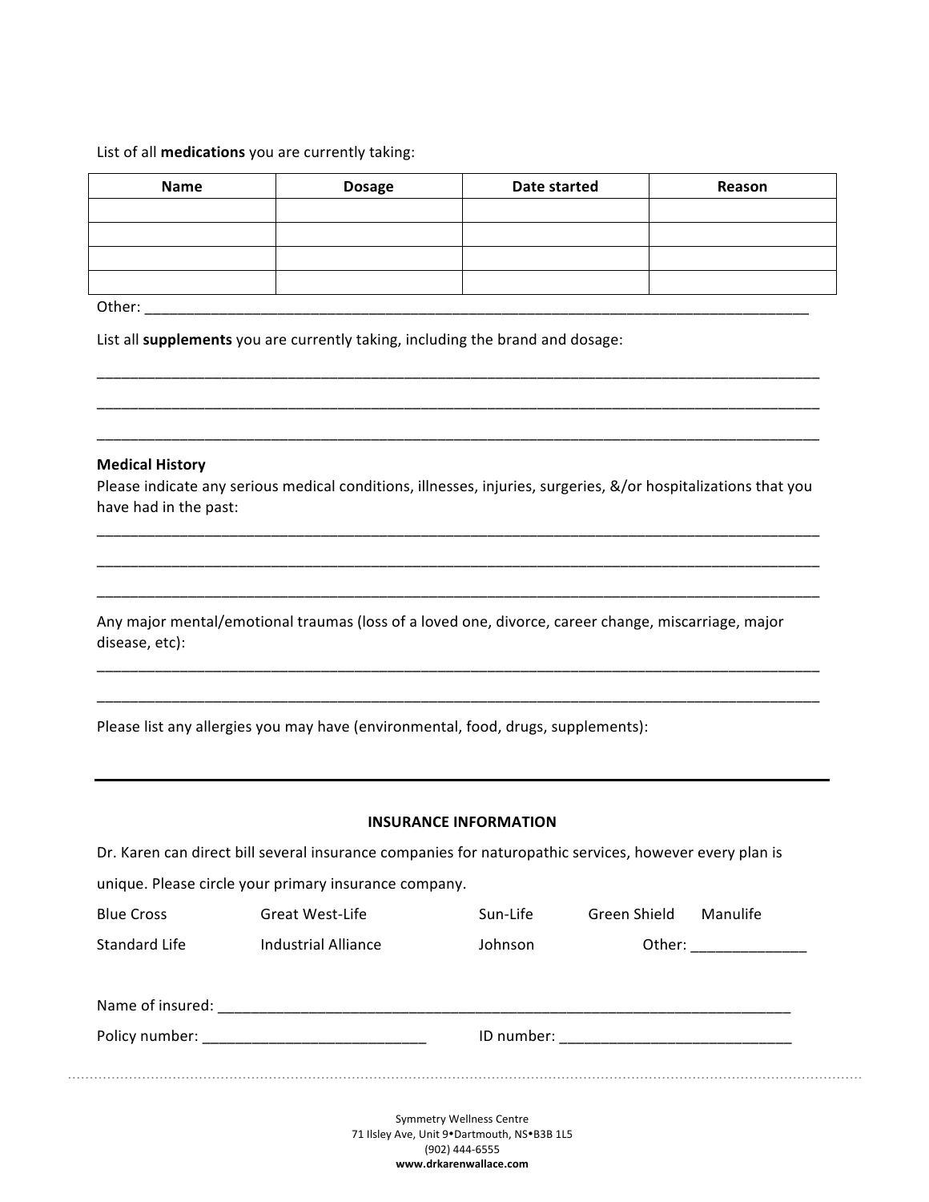List of all **medications** you are currently taking:

| Name | Dosage | Date started | Reason |
|---|---|---|---|
| | | | |
| | | | |
| | | | |
| | | | |

Other: ___________________________________________________________________________________

List all **supplements** you are currently taking, including the brand and dosage:

___________________________________________________________________________________________

___________________________________________________________________________________________

___________________________________________________________________________________________

**Medical History**

Please indicate any serious medical conditions, illnesses, injuries, surgeries, &/or hospitalizations that you have had in the past:

___________________________________________________________________________________________

___________________________________________________________________________________________

___________________________________________________________________________________________

Any major mental/emotional traumas (loss of a loved one, divorce, career change, miscarriage, major disease, etc):

___________________________________________________________________________________________

___________________________________________________________________________________________

Please list any allergies you may have (environmental, food, drugs, supplements):

---

**INSURANCE INFORMATION**

Dr. Karen can direct bill several insurance companies for naturopathic services, however every plan is unique. Please circle your primary insurance company.

Blue Cross     Great West-Life     Sun-Life     Green Shield     Manulife

Standard Life     Industrial Alliance     Johnson     Other: ______________

Name of insured: ___________________________________________________________________________

Policy number: ___________________________     ID number: ____________________________

Symmetry Wellness Centre
71 Ilsley Ave, Unit 9•Dartmouth, NS•B3B 1L5
(902) 444-6555
**www.drkarenwallace.com**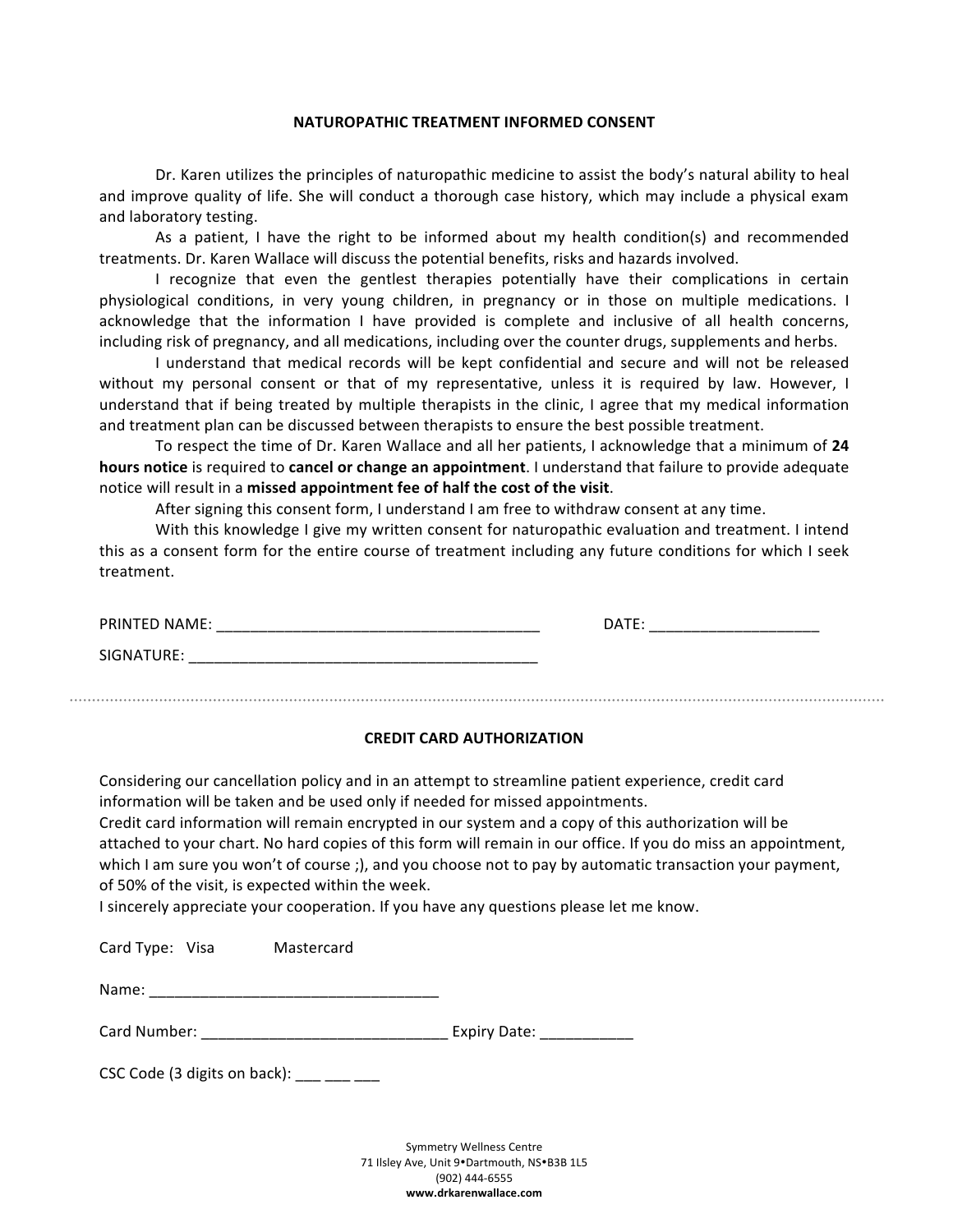## NATUROPATHIC TREATMENT INFORMED CONSENT

Dr. Karen utilizes the principles of naturopathic medicine to assist the body's natural ability to heal and improve quality of life. She will conduct a thorough case history, which may include a physical exam and laboratory testing.

As a patient, I have the right to be informed about my health condition(s) and recommended treatments. Dr. Karen Wallace will discuss the potential benefits, risks and hazards involved.

I recognize that even the gentlest therapies potentially have their complications in certain physiological conditions, in very young children, in pregnancy or in those on multiple medications. I acknowledge that the information I have provided is complete and inclusive of all health concerns, including risk of pregnancy, and all medications, including over the counter drugs, supplements and herbs.

I understand that medical records will be kept confidential and secure and will not be released without my personal consent or that of my representative, unless it is required by law. However, I understand that if being treated by multiple therapists in the clinic, I agree that my medical information and treatment plan can be discussed between therapists to ensure the best possible treatment.

To respect the time of Dr. Karen Wallace and all her patients, I acknowledge that a minimum of **24 hours notice** is required to **cancel or change an appointment**. I understand that failure to provide adequate notice will result in a **missed appointment fee of half the cost of the visit**.

After signing this consent form, I understand I am free to withdraw consent at any time.

With this knowledge I give my written consent for naturopathic evaluation and treatment. I intend this as a consent form for the entire course of treatment including any future conditions for which I seek treatment.

PRINTED NAME: ______________________________________ DATE: ____________________

SIGNATURE: _________________________________________

---

## CREDIT CARD AUTHORIZATION

Considering our cancellation policy and in an attempt to streamline patient experience, credit card information will be taken and be used only if needed for missed appointments.

Credit card information will remain encrypted in our system and a copy of this authorization will be attached to your chart. No hard copies of this form will remain in our office. If you do miss an appointment, which I am sure you won't of course ;), and you choose not to pay by automatic transaction your payment, of 50% of the visit, is expected within the week.

I sincerely appreciate your cooperation. If you have any questions please let me know.

Card Type: Visa Mastercard

Name: __________________________________

Card Number: _____________________________ Expiry Date: ___________

CSC Code (3 digits on back): ___ ___ ___

Symmetry Wellness Centre
71 Ilsley Ave, Unit 9•Dartmouth, NS•B3B 1L5
(902) 444-6555
**www.drkarenwallace.com**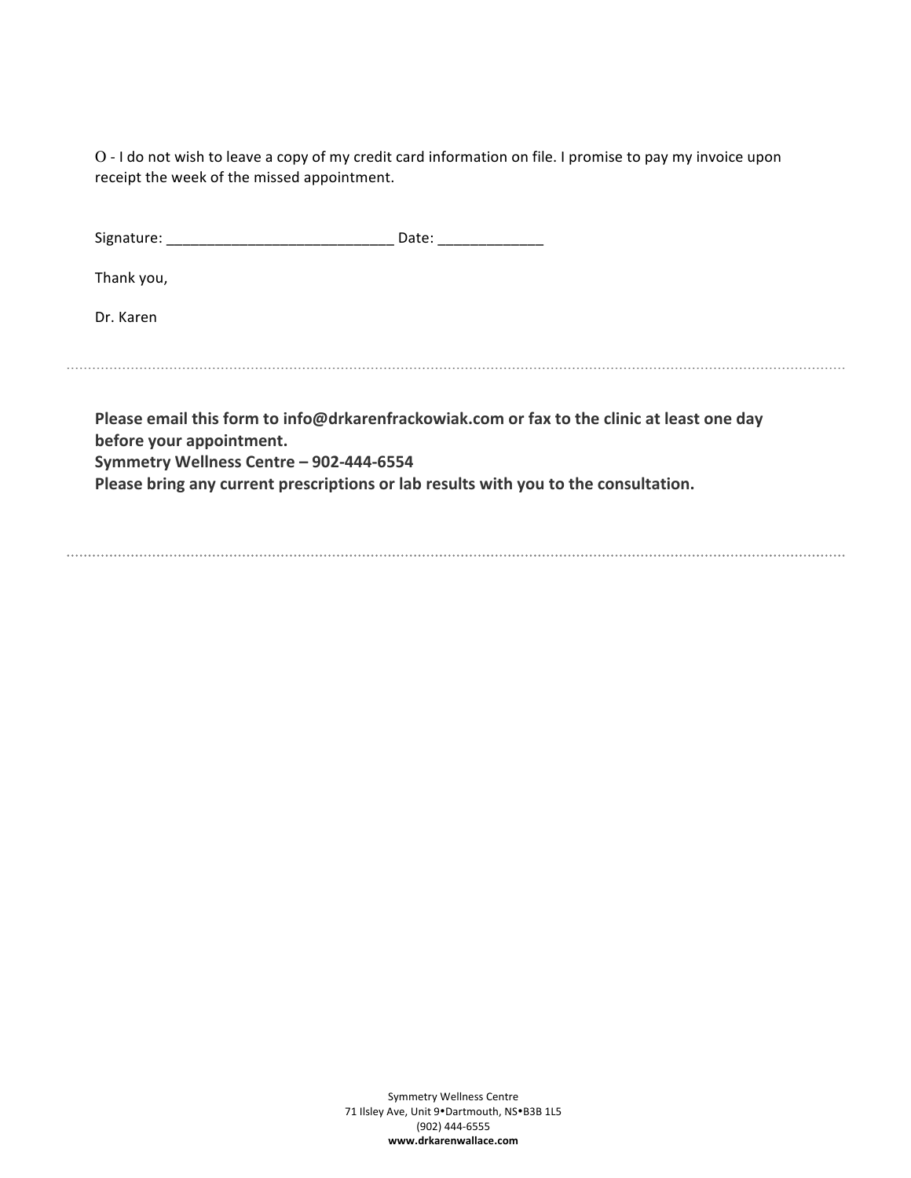O - I do not wish to leave a copy of my credit card information on file. I promise to pay my invoice upon receipt the week of the missed appointment.

Signature: ___________________________ Date: ____________

Thank you,

Dr. Karen

---

**Please email this form to info@drkarenfrackowiak.com or fax to the clinic at least one day before your appointment.**
**Symmetry Wellness Centre – 902-444-6554**
**Please bring any current prescriptions or lab results with you to the consultation.**

---

Symmetry Wellness Centre
71 Ilsley Ave, Unit 9•Dartmouth, NS•B3B 1L5
(902) 444-6555
**www.drkarenwallace.com**